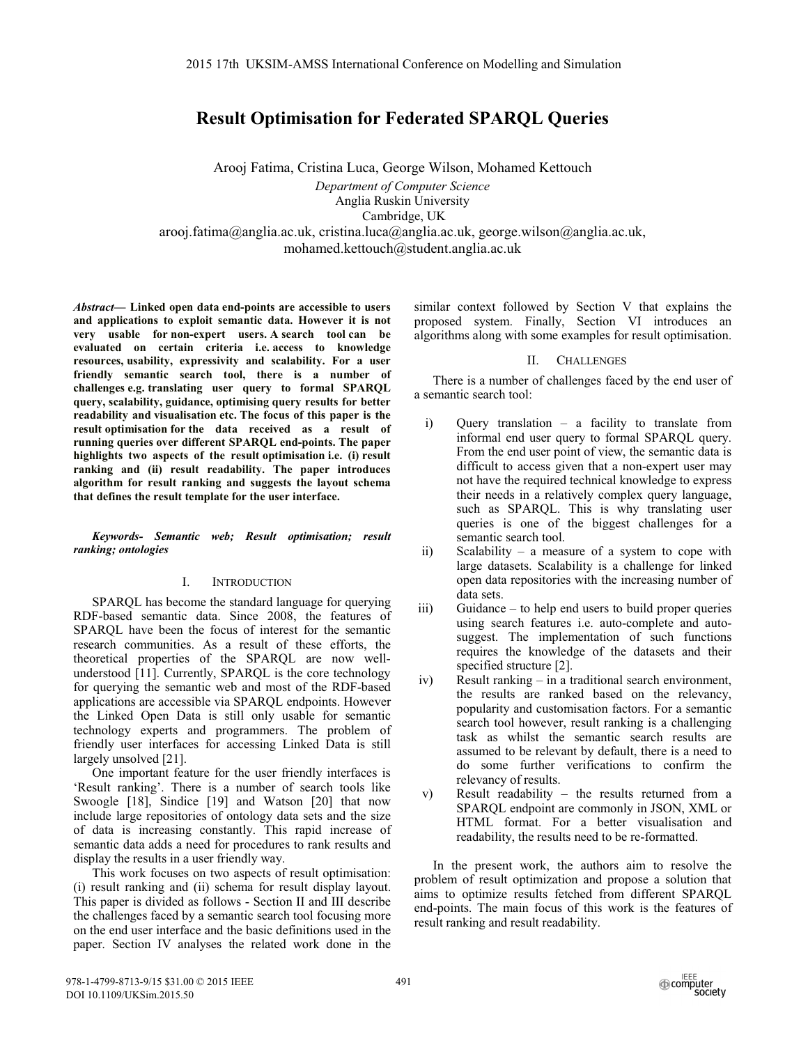# Result Optimisation for Federated SPARQL Queries

Arooj Fatima, Cristina Luca, George Wilson, Mohamed Kettouch

*Department of Computer Science*
Anglia Ruskin University
Cambridge, UK
arooj.fatima@anglia.ac.uk, cristina.luca@anglia.ac.uk, george.wilson@anglia.ac.uk, mohamed.kettouch@student.anglia.ac.uk

***Abstract*— Linked open data end-points are accessible to users and applications to exploit semantic data. However it is not very usable for non-expert users. A search tool can be evaluated on certain criteria i.e. access to knowledge resources, usability, expressivity and scalability. For a user friendly semantic search tool, there is a number of challenges e.g. translating user query to formal SPARQL query, scalability, guidance, optimising query results for better readability and visualisation etc. The focus of this paper is the result optimisation for the data received as a result of running queries over different SPARQL end-points. The paper highlights two aspects of the result optimisation i.e. (i) result ranking and (ii) result readability. The paper introduces algorithm for result ranking and suggests the layout schema that defines the result template for the user interface.**

***Keywords- Semantic web; Result optimisation; result ranking; ontologies***

## I. Introduction

SPARQL has become the standard language for querying RDF-based semantic data. Since 2008, the features of SPARQL have been the focus of interest for the semantic research communities. As a result of these efforts, the theoretical properties of the SPARQL are now well-understood [11]. Currently, SPARQL is the core technology for querying the semantic web and most of the RDF-based applications are accessible via SPARQL endpoints. However the Linked Open Data is still only usable for semantic technology experts and programmers. The problem of friendly user interfaces for accessing Linked Data is still largely unsolved [21].

One important feature for the user friendly interfaces is 'Result ranking'. There is a number of search tools like Swoogle [18], Sindice [19] and Watson [20] that now include large repositories of ontology data sets and the size of data is increasing constantly. This rapid increase of semantic data adds a need for procedures to rank results and display the results in a user friendly way.

This work focuses on two aspects of result optimisation: (i) result ranking and (ii) schema for result display layout. This paper is divided as follows - Section II and III describe the challenges faced by a semantic search tool focusing more on the end user interface and the basic definitions used in the paper. Section IV analyses the related work done in the similar context followed by Section V that explains the proposed system. Finally, Section VI introduces an algorithms along with some examples for result optimisation.

## II. Challenges

There is a number of challenges faced by the end user of a semantic search tool:

i) Query translation – a facility to translate from informal end user query to formal SPARQL query. From the end user point of view, the semantic data is difficult to access given that a non-expert user may not have the required technical knowledge to express their needs in a relatively complex query language, such as SPARQL. This is why translating user queries is one of the biggest challenges for a semantic search tool.
ii) Scalability – a measure of a system to cope with large datasets. Scalability is a challenge for linked open data repositories with the increasing number of data sets.
iii) Guidance – to help end users to build proper queries using search features i.e. auto-complete and auto-suggest. The implementation of such functions requires the knowledge of the datasets and their specified structure [2].
iv) Result ranking – in a traditional search environment, the results are ranked based on the relevancy, popularity and customisation factors. For a semantic search tool however, result ranking is a challenging task as whilst the semantic search results are assumed to be relevant by default, there is a need to do some further verifications to confirm the relevancy of results.
v) Result readability – the results returned from a SPARQL endpoint are commonly in JSON, XML or HTML format. For a better visualisation and readability, the results need to be re-formatted.

In the present work, the authors aim to resolve the problem of result optimization and propose a solution that aims to optimize results fetched from different SPARQL end-points. The main focus of this work is the features of result ranking and result readability.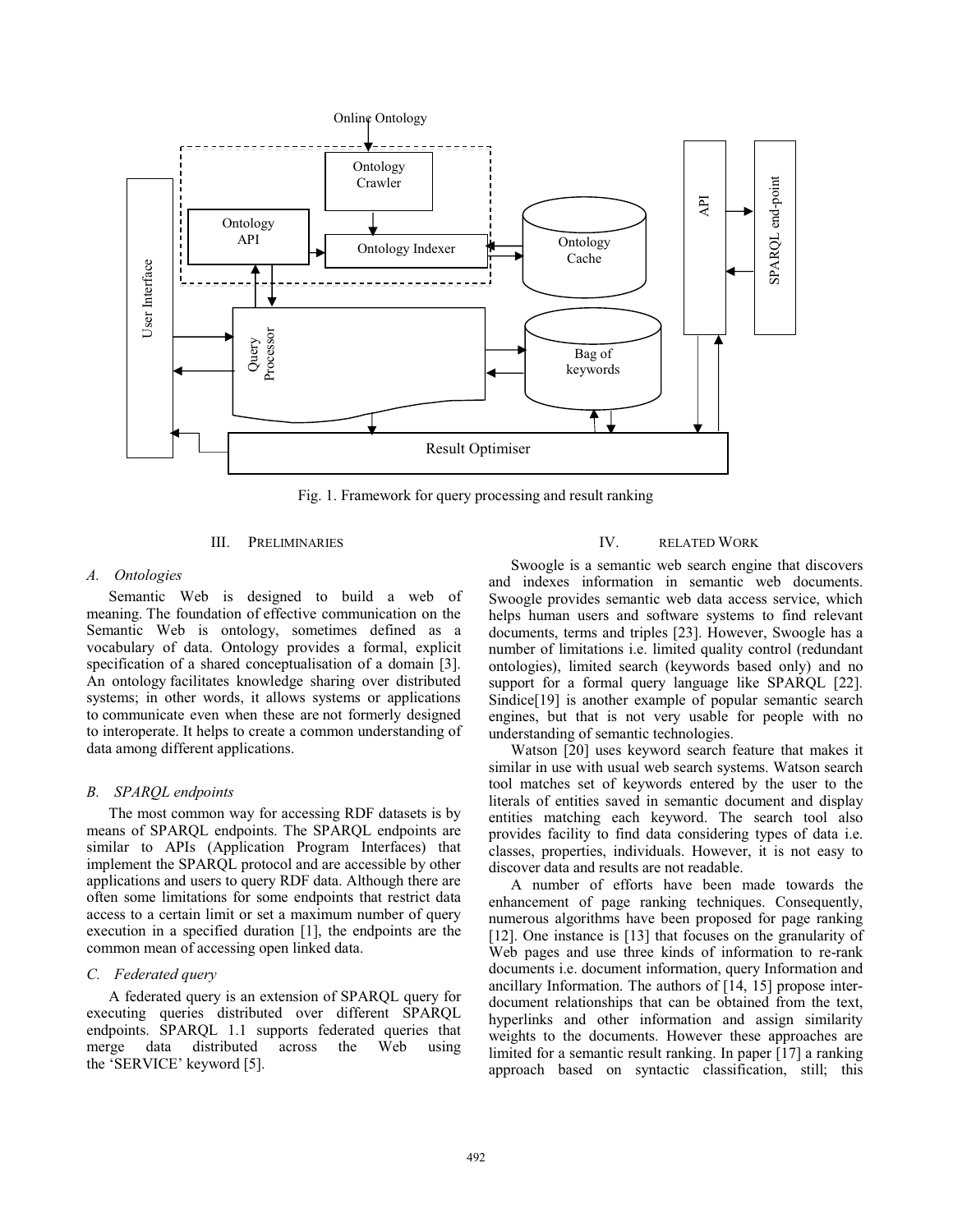Fig. 1. Framework for query processing and result ranking

## III. PRELIMINARIES

### A. Ontologies

Semantic Web is designed to build a web of meaning. The foundation of effective communication on the Semantic Web is ontology, sometimes defined as a vocabulary of data. Ontology provides a formal, explicit specification of a shared conceptualisation of a domain [3]. An ontology facilitates knowledge sharing over distributed systems; in other words, it allows systems or applications to communicate even when these are not formerly designed to interoperate. It helps to create a common understanding of data among different applications.

### B. SPARQL endpoints

The most common way for accessing RDF datasets is by means of SPARQL endpoints. The SPARQL endpoints are similar to APIs (Application Program Interfaces) that implement the SPARQL protocol and are accessible by other applications and users to query RDF data. Although there are often some limitations for some endpoints that restrict data access to a certain limit or set a maximum number of query execution in a specified duration [1], the endpoints are the common mean of accessing open linked data.

### C. Federated query

A federated query is an extension of SPARQL query for executing queries distributed over different SPARQL endpoints. SPARQL 1.1 supports federated queries that merge data distributed across the Web using the 'SERVICE' keyword [5].

## IV. RELATED WORK

Swoogle is a semantic web search engine that discovers and indexes information in semantic web documents. Swoogle provides semantic web data access service, which helps human users and software systems to find relevant documents, terms and triples [23]. However, Swoogle has a number of limitations i.e. limited quality control (redundant ontologies), limited search (keywords based only) and no support for a formal query language like SPARQL [22]. Sindice[19] is another example of popular semantic search engines, but that is not very usable for people with no understanding of semantic technologies.

Watson [20] uses keyword search feature that makes it similar in use with usual web search systems. Watson search tool matches set of keywords entered by the user to the literals of entities saved in semantic document and display entities matching each keyword. The search tool also provides facility to find data considering types of data i.e. classes, properties, individuals. However, it is not easy to discover data and results are not readable.

A number of efforts have been made towards the enhancement of page ranking techniques. Consequently, numerous algorithms have been proposed for page ranking [12]. One instance is [13] that focuses on the granularity of Web pages and use three kinds of information to re-rank documents i.e. document information, query Information and ancillary Information. The authors of [14, 15] propose inter-document relationships that can be obtained from the text, hyperlinks and other information and assign similarity weights to the documents. However these approaches are limited for a semantic result ranking. In paper [17] a ranking approach based on syntactic classification, still; this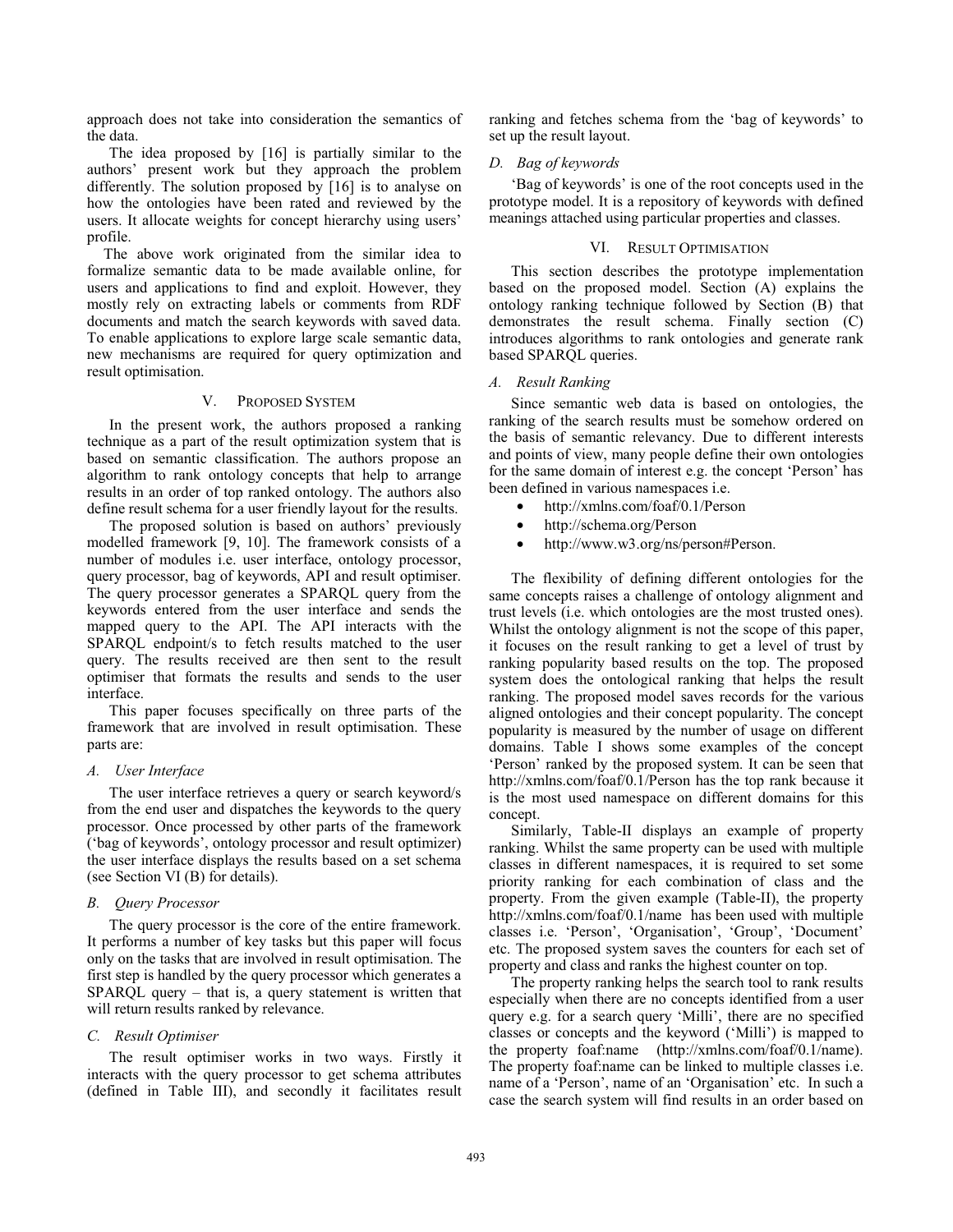approach does not take into consideration the semantics of the data.

The idea proposed by [16] is partially similar to the authors' present work but they approach the problem differently. The solution proposed by [16] is to analyse on how the ontologies have been rated and reviewed by the users. It allocate weights for concept hierarchy using users' profile.

The above work originated from the similar idea to formalize semantic data to be made available online, for users and applications to find and exploit. However, they mostly rely on extracting labels or comments from RDF documents and match the search keywords with saved data. To enable applications to explore large scale semantic data, new mechanisms are required for query optimization and result optimisation.

## V. Proposed System

In the present work, the authors proposed a ranking technique as a part of the result optimization system that is based on semantic classification. The authors propose an algorithm to rank ontology concepts that help to arrange results in an order of top ranked ontology. The authors also define result schema for a user friendly layout for the results.

The proposed solution is based on authors' previously modelled framework [9, 10]. The framework consists of a number of modules i.e. user interface, ontology processor, query processor, bag of keywords, API and result optimiser. The query processor generates a SPARQL query from the keywords entered from the user interface and sends the mapped query to the API. The API interacts with the SPARQL endpoint/s to fetch results matched to the user query. The results received are then sent to the result optimiser that formats the results and sends to the user interface.

This paper focuses specifically on three parts of the framework that are involved in result optimisation. These parts are:

### A. User Interface

The user interface retrieves a query or search keyword/s from the end user and dispatches the keywords to the query processor. Once processed by other parts of the framework ('bag of keywords', ontology processor and result optimizer) the user interface displays the results based on a set schema (see Section VI (B) for details).

### B. Query Processor

The query processor is the core of the entire framework. It performs a number of key tasks but this paper will focus only on the tasks that are involved in result optimisation. The first step is handled by the query processor which generates a SPARQL query – that is, a query statement is written that will return results ranked by relevance.

### C. Result Optimiser

The result optimiser works in two ways. Firstly it interacts with the query processor to get schema attributes (defined in Table III), and secondly it facilitates result ranking and fetches schema from the 'bag of keywords' to set up the result layout.

### D. Bag of keywords

'Bag of keywords' is one of the root concepts used in the prototype model. It is a repository of keywords with defined meanings attached using particular properties and classes.

## VI. Result Optimisation

This section describes the prototype implementation based on the proposed model. Section (A) explains the ontology ranking technique followed by Section (B) that demonstrates the result schema. Finally section (C) introduces algorithms to rank ontologies and generate rank based SPARQL queries.

### A. Result Ranking

Since semantic web data is based on ontologies, the ranking of the search results must be somehow ordered on the basis of semantic relevancy. Due to different interests and points of view, many people define their own ontologies for the same domain of interest e.g. the concept 'Person' has been defined in various namespaces i.e.

- http://xmlns.com/foaf/0.1/Person
- http://schema.org/Person
- http://www.w3.org/ns/person#Person.

The flexibility of defining different ontologies for the same concepts raises a challenge of ontology alignment and trust levels (i.e. which ontologies are the most trusted ones). Whilst the ontology alignment is not the scope of this paper, it focuses on the result ranking to get a level of trust by ranking popularity based results on the top. The proposed system does the ontological ranking that helps the result ranking. The proposed model saves records for the various aligned ontologies and their concept popularity. The concept popularity is measured by the number of usage on different domains. Table I shows some examples of the concept 'Person' ranked by the proposed system. It can be seen that http://xmlns.com/foaf/0.1/Person has the top rank because it is the most used namespace on different domains for this concept.

Similarly, Table-II displays an example of property ranking. Whilst the same property can be used with multiple classes in different namespaces, it is required to set some priority ranking for each combination of class and the property. From the given example (Table-II), the property http://xmlns.com/foaf/0.1/name has been used with multiple classes i.e. 'Person', 'Organisation', 'Group', 'Document' etc. The proposed system saves the counters for each set of property and class and ranks the highest counter on top.

The property ranking helps the search tool to rank results especially when there are no concepts identified from a user query e.g. for a search query 'Milli', there are no specified classes or concepts and the keyword ('Milli') is mapped to the property foaf:name (http://xmlns.com/foaf/0.1/name). The property foaf:name can be linked to multiple classes i.e. name of a 'Person', name of an 'Organisation' etc. In such a case the search system will find results in an order based on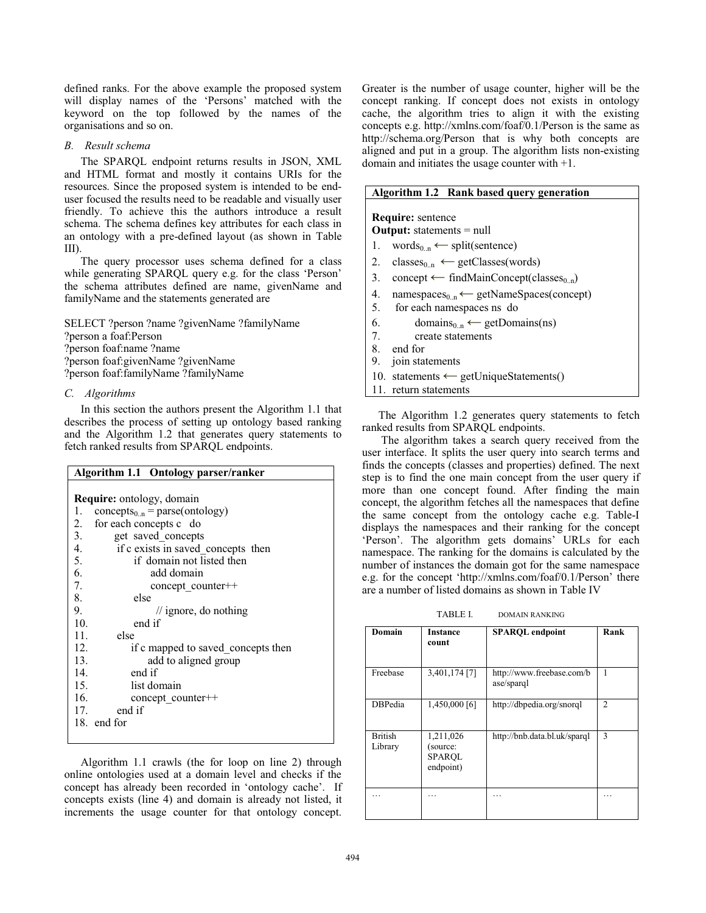defined ranks. For the above example the proposed system will display names of the 'Persons' matched with the keyword on the top followed by the names of the organisations and so on.

### *B. Result schema*

The SPARQL endpoint returns results in JSON, XML and HTML format and mostly it contains URIs for the resources. Since the proposed system is intended to be end-user focused the results need to be readable and visually user friendly. To achieve this the authors introduce a result schema. The schema defines key attributes for each class in an ontology with a pre-defined layout (as shown in Table III).

The query processor uses schema defined for a class while generating SPARQL query e.g. for the class 'Person' the schema attributes defined are name, givenName and familyName and the statements generated are

```
SELECT ?person ?name ?givenName ?familyName
?person a foaf:Person
?person foaf:name ?name
?person foaf:givenName ?givenName
?person foaf:familyName ?familyName
```

### *C. Algorithms*

In this section the authors present the Algorithm 1.1 that describes the process of setting up ontology based ranking and the Algorithm 1.2 that generates query statements to fetch ranked results from SPARQL endpoints.

**Algorithm 1.1 Ontology parser/ranker**

**Require:** ontology, domain

1. $concepts_{0..n}$ = parse(ontology)
2. for each concepts c do
3. get saved_concepts
4. if c exists in saved_concepts then
5. if domain not listed then
6. add domain
7. concept_counter++
8. else
9. // ignore, do nothing
10. end if
11. else
12. if c mapped to saved_concepts then
13. add to aligned group
14. end if
15. list domain
16. concept_counter++
17. end if
18. end for

Algorithm 1.1 crawls (the for loop on line 2) through online ontologies used at a domain level and checks if the concept has already been recorded in 'ontology cache'. If concepts exists (line 4) and domain is already not listed, it increments the usage counter for that ontology concept. Greater is the number of usage counter, higher will be the concept ranking. If concept does not exists in ontology cache, the algorithm tries to align it with the existing concepts e.g. http://xmlns.com/foaf/0.1/Person is the same as http://schema.org/Person that is why both concepts are aligned and put in a group. The algorithm lists non-existing domain and initiates the usage counter with +1.

**Algorithm 1.2 Rank based query generation**

**Require:** sentence
**Output:** statements = null

1. $words_{0..n}$ ⟵ split(sentence)
2. $classes_{0..n}$ ⟵ getClasses(words)
3. concept ⟵ findMainConcept($classes_{0..n}$)
4. $namespaces_{0..n}$ ⟵ getNameSpaces(concept)
5. for each namespaces ns do
6. $domains_{0..n}$ ⟵ getDomains(ns)
7. create statements
8. end for
9. join statements
10. statements ⟵ getUniqueStatements()
11. return statements

The Algorithm 1.2 generates query statements to fetch ranked results from SPARQL endpoints.

The algorithm takes a search query received from the user interface. It splits the user query into search terms and finds the concepts (classes and properties) defined. The next step is to find the one main concept from the user query if more than one concept found. After finding the main concept, the algorithm fetches all the namespaces that define the same concept from the ontology cache e.g. Table-I displays the namespaces and their ranking for the concept 'Person'. The algorithm gets domains' URLs for each namespace. The ranking for the domains is calculated by the number of instances the domain got for the same namespace e.g. for the concept 'http://xmlns.com/foaf/0.1/Person' there are a number of listed domains as shown in Table IV

TABLE I. DOMAIN RANKING

| Domain | Instance count | SPARQL endpoint | Rank |
|---|---|---|---|
| Freebase | 3,401,174 [7] | http://www.freebase.com/base/sparql | 1 |
| DBPedia | 1,450,000 [6] | http://dbpedia.org/snorql | 2 |
| British Library | 1,211,026 (source: SPARQL endpoint) | http://bnb.data.bl.uk/sparql | 3 |
| … | … | … | … |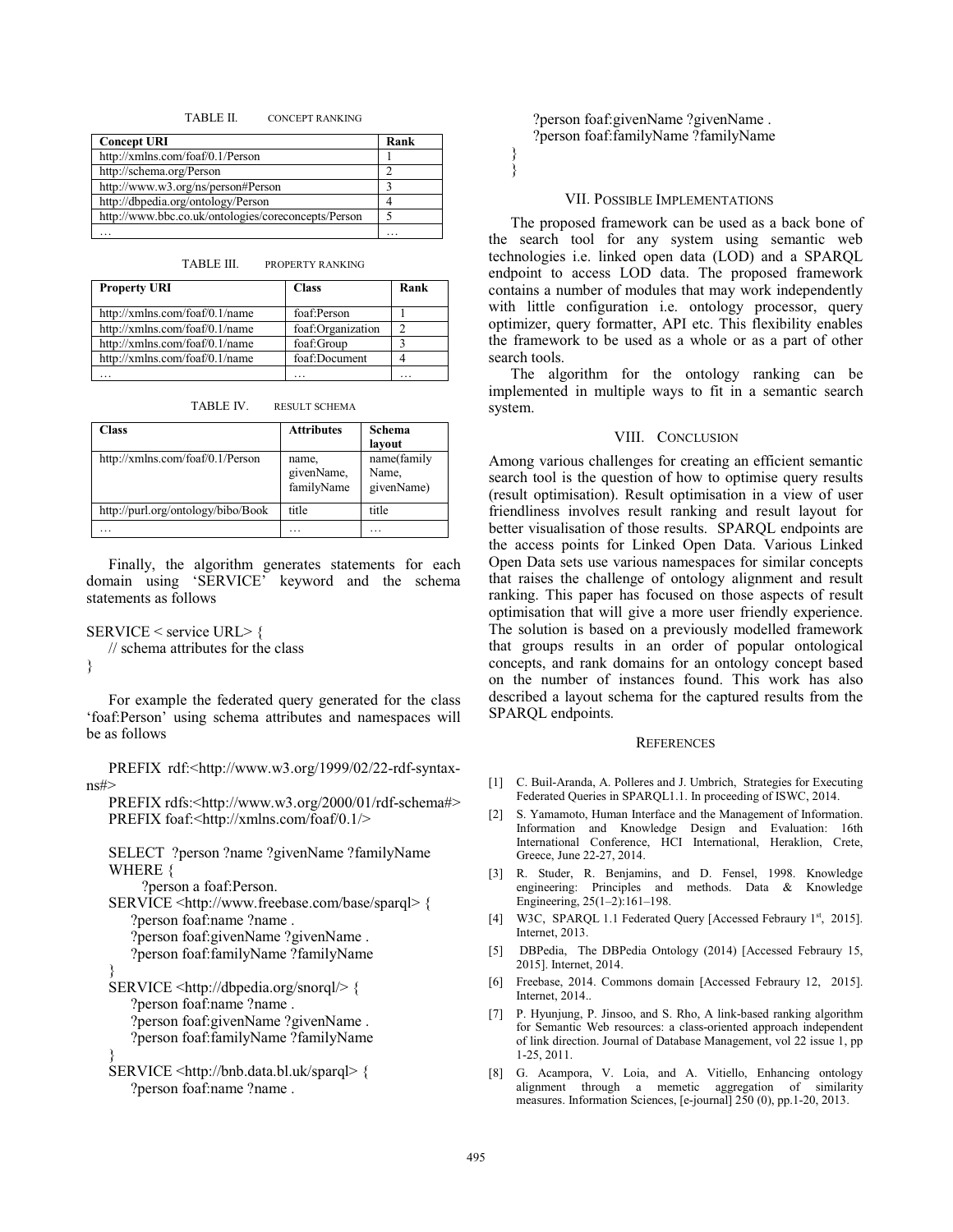TABLE II. CONCEPT RANKING

| Concept URI | Rank |
|---|---|
| http://xmlns.com/foaf/0.1/Person | 1 |
| http://schema.org/Person | 2 |
| http://www.w3.org/ns/person#Person | 3 |
| http://dbpedia.org/ontology/Person | 4 |
| http://www.bbc.co.uk/ontologies/coreconcepts/Person | 5 |
| … | … |

TABLE III. PROPERTY RANKING

| Property URI | Class | Rank |
|---|---|---|
| http://xmlns.com/foaf/0.1/name | foaf:Person | 1 |
| http://xmlns.com/foaf/0.1/name | foaf:Organization | 2 |
| http://xmlns.com/foaf/0.1/name | foaf:Group | 3 |
| http://xmlns.com/foaf/0.1/name | foaf:Document | 4 |
| … | … | … |

TABLE IV. RESULT SCHEMA

| Class | Attributes | Schema layout |
|---|---|---|
| http://xmlns.com/foaf/0.1/Person | name, givenName, familyName | name(family Name, givenName) |
| http://purl.org/ontology/bibo/Book | title | title |
| … | … | … |

Finally, the algorithm generates statements for each domain using 'SERVICE' keyword and the schema statements as follows

```
SERVICE < service URL> {
    // schema attributes for the class
}
```

For example the federated query generated for the class 'foaf:Person' using schema attributes and namespaces will be as follows

```
PREFIX rdf:<http://www.w3.org/1999/02/22-rdf-syntax-ns#>
PREFIX rdfs:<http://www.w3.org/2000/01/rdf-schema#>
PREFIX foaf:<http://xmlns.com/foaf/0.1/>

SELECT ?person ?name ?givenName ?familyName
WHERE {
    ?person a foaf:Person.
SERVICE <http://www.freebase.com/base/sparql> {
    ?person foaf:name ?name .
    ?person foaf:givenName ?givenName .
    ?person foaf:familyName ?familyName
}
SERVICE <http://dbpedia.org/snorql/> {
    ?person foaf:name ?name .
    ?person foaf:givenName ?givenName .
    ?person foaf:familyName ?familyName
}
SERVICE <http://bnb.data.bl.uk/sparql> {
    ?person foaf:name ?name .
    ?person foaf:givenName ?givenName .
    ?person foaf:familyName ?familyName
}
}
```

## VII. Possible Implementations

The proposed framework can be used as a back bone of the search tool for any system using semantic web technologies i.e. linked open data (LOD) and a SPARQL endpoint to access LOD data. The proposed framework contains a number of modules that may work independently with little configuration i.e. ontology processor, query optimizer, query formatter, API etc. This flexibility enables the framework to be used as a whole or as a part of other search tools.

The algorithm for the ontology ranking can be implemented in multiple ways to fit in a semantic search system.

## VIII. Conclusion

Among various challenges for creating an efficient semantic search tool is the question of how to optimise query results (result optimisation). Result optimisation in a view of user friendliness involves result ranking and result layout for better visualisation of those results. SPARQL endpoints are the access points for Linked Open Data. Various Linked Open Data sets use various namespaces for similar concepts that raises the challenge of ontology alignment and result ranking. This paper has focused on those aspects of result optimisation that will give a more user friendly experience. The solution is based on a previously modelled framework that groups results in an order of popular ontological concepts, and rank domains for an ontology concept based on the number of instances found. This work has also described a layout schema for the captured results from the SPARQL endpoints.

## References

[1] C. Buil-Aranda, A. Polleres and J. Umbrich, Strategies for Executing Federated Queries in SPARQL1.1. In proceeding of ISWC, 2014.

[2] S. Yamamoto, Human Interface and the Management of Information. Information and Knowledge Design and Evaluation: 16th International Conference, HCI International, Heraklion, Crete, Greece, June 22-27, 2014.

[3] R. Studer, R. Benjamins, and D. Fensel, 1998. Knowledge engineering: Principles and methods. Data & Knowledge Engineering, 25(1–2):161–198.

[4] W3C, SPARQL 1.1 Federated Query [Accessed Febraury 1st, 2015]. Internet, 2013.

[5] DBPedia, The DBPedia Ontology (2014) [Accessed Febraury 15, 2015]. Internet, 2014.

[6] Freebase, 2014. Commons domain [Accessed Febraury 12, 2015]. Internet, 2014..

[7] P. Hyunjung, P. Jinsoo, and S. Rho, A link-based ranking algorithm for Semantic Web resources: a class-oriented approach independent of link direction. Journal of Database Management, vol 22 issue 1, pp 1-25, 2011.

[8] G. Acampora, V. Loia, and A. Vitiello, Enhancing ontology alignment through a memetic aggregation of similarity measures. Information Sciences, [e-journal] 250 (0), pp.1-20, 2013.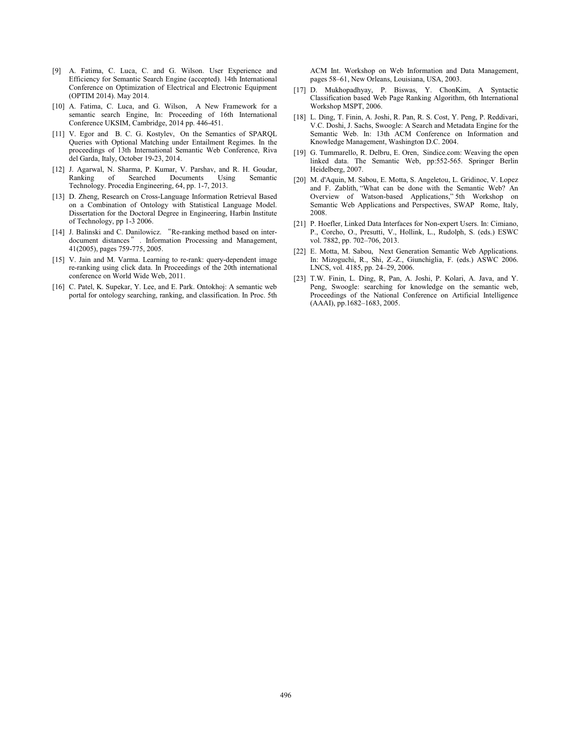[9] A. Fatima, C. Luca, C. and G. Wilson. User Experience and Efficiency for Semantic Search Engine (accepted). 14th International Conference on Optimization of Electrical and Electronic Equipment (OPTIM 2014). May 2014.

[10] A. Fatima, C. Luca, and G. Wilson, A New Framework for a semantic search Engine, In: Proceeding of 16th International Conference UKSIM, Cambridge, 2014 pp. 446-451.

[11] V. Egor and B. C. G. Kostylev, On the Semantics of SPARQL Queries with Optional Matching under Entailment Regimes. In the proceedings of 13th International Semantic Web Conference, Riva del Garda, Italy, October 19-23, 2014.

[12] J. Agarwal, N. Sharma, P. Kumar, V. Parshav, and R. H. Goudar, Ranking of Searched Documents Using Semantic Technology. Procedia Engineering, 64, pp. 1-7, 2013.

[13] D. Zheng, Research on Cross-Language Information Retrieval Based on a Combination of Ontology with Statistical Language Model. Dissertation for the Doctoral Degree in Engineering, Harbin Institute of Technology, pp 1-3 2006.

[14] J. Balinski and C. Danilowicz. "Re-ranking method based on inter-document distances". Information Processing and Management, 41(2005), pages 759-775, 2005.

[15] V. Jain and M. Varma. Learning to re-rank: query-dependent image re-ranking using click data. In Proceedings of the 20th international conference on World Wide Web, 2011.

[16] C. Patel, K. Supekar, Y. Lee, and E. Park. Ontokhoj: A semantic web portal for ontology searching, ranking, and classification. In Proc. 5th ACM Int. Workshop on Web Information and Data Management, pages 58–61, New Orleans, Louisiana, USA, 2003.

[17] D. Mukhopadhyay, P. Biswas, Y. ChonKim, A Syntactic Classification based Web Page Ranking Algorithm, 6th International Workshop MSPT, 2006.

[18] L. Ding, T. Finin, A. Joshi, R. Pan, R. S. Cost, Y. Peng, P. Reddivari, V.C. Doshi, J. Sachs, Swoogle: A Search and Metadata Engine for the Semantic Web. In: 13th ACM Conference on Information and Knowledge Management, Washington D.C. 2004.

[19] G. Tummarello, R. Delbru, E. Oren, Sindice.com: Weaving the open linked data. The Semantic Web, pp:552-565. Springer Berlin Heidelberg, 2007.

[20] M. d'Aquin, M. Sabou, E. Motta, S. Angeletou, L. Gridinoc, V. Lopez and F. Zablith, "What can be done with the Semantic Web? An Overview of Watson-based Applications," 5th Workshop on Semantic Web Applications and Perspectives, SWAP Rome, Italy, 2008.

[21] P. Hoefler, Linked Data Interfaces for Non-expert Users. In: Cimiano, P., Corcho, O., Presutti, V., Hollink, L., Rudolph, S. (eds.) ESWC vol. 7882, pp. 702–706, 2013.

[22] E. Motta, M. Sabou, Next Generation Semantic Web Applications. In: Mizoguchi, R., Shi, Z.-Z., Giunchiglia, F. (eds.) ASWC 2006. LNCS, vol. 4185, pp. 24–29, 2006.

[23] T.W. Finin, L. Ding, R, Pan, A. Joshi, P. Kolari, A. Java, and Y. Peng, Swoogle: searching for knowledge on the semantic web, Proceedings of the National Conference on Artificial Intelligence (AAAI), pp.1682–1683, 2005.